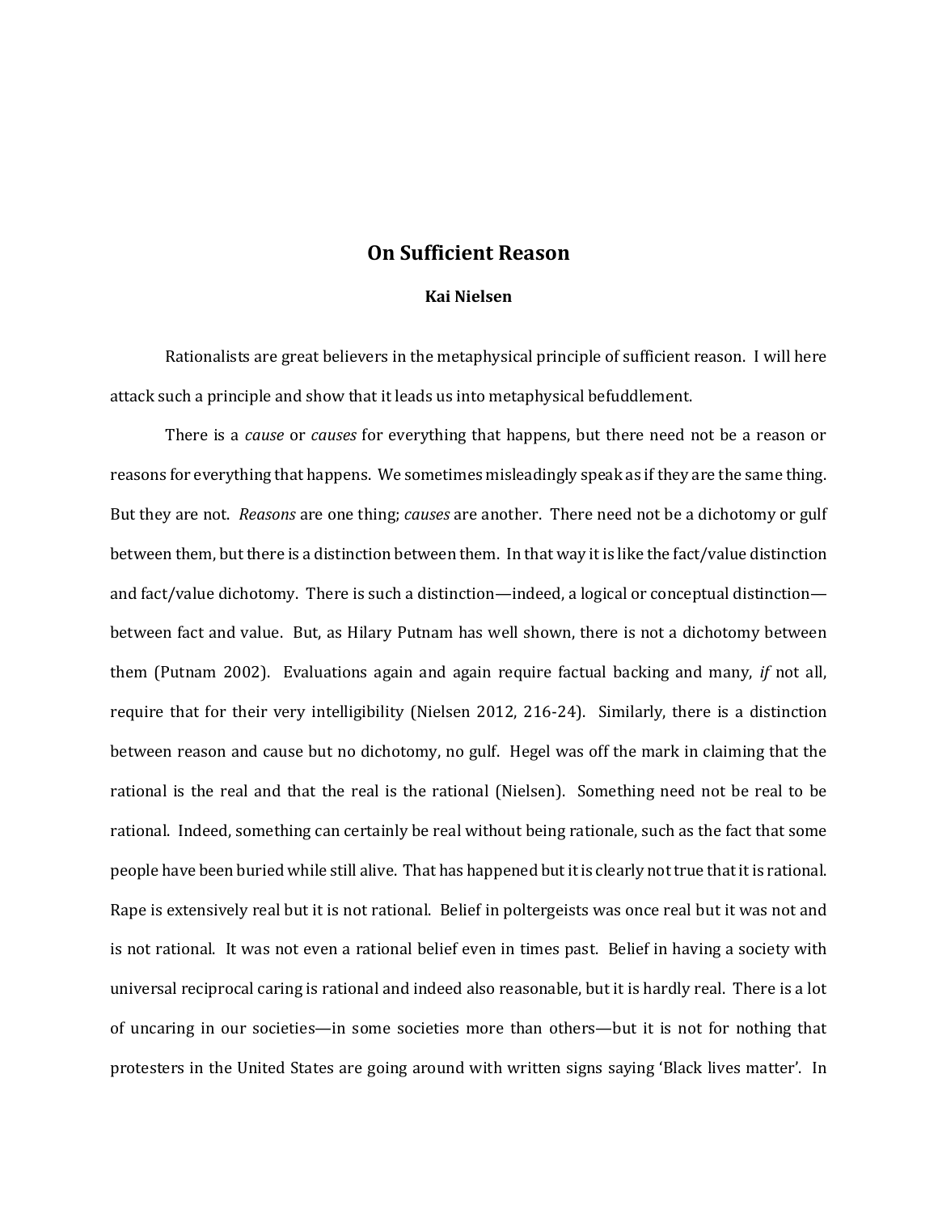# On Sufficient Reason

**Kai Nielsen**

Rationalists are great believers in the metaphysical principle of sufficient reason. I will here attack such a principle and show that it leads us into metaphysical befuddlement.

There is a *cause* or *causes* for everything that happens, but there need not be a reason or reasons for everything that happens. We sometimes misleadingly speak as if they are the same thing. But they are not. *Reasons* are one thing; *causes* are another. There need not be a dichotomy or gulf between them, but there is a distinction between them. In that way it is like the fact/value distinction and fact/value dichotomy. There is such a distinction—indeed, a logical or conceptual distinction—between fact and value. But, as Hilary Putnam has well shown, there is not a dichotomy between them (Putnam 2002). Evaluations again and again require factual backing and many, *if* not all, require that for their very intelligibility (Nielsen 2012, 216-24). Similarly, there is a distinction between reason and cause but no dichotomy, no gulf. Hegel was off the mark in claiming that the rational is the real and that the real is the rational (Nielsen). Something need not be real to be rational. Indeed, something can certainly be real without being rationale, such as the fact that some people have been buried while still alive. That has happened but it is clearly not true that it is rational. Rape is extensively real but it is not rational. Belief in poltergeists was once real but it was not and is not rational. It was not even a rational belief even in times past. Belief in having a society with universal reciprocal caring is rational and indeed also reasonable, but it is hardly real. There is a lot of uncaring in our societies—in some societies more than others—but it is not for nothing that protesters in the United States are going around with written signs saying 'Black lives matter'. In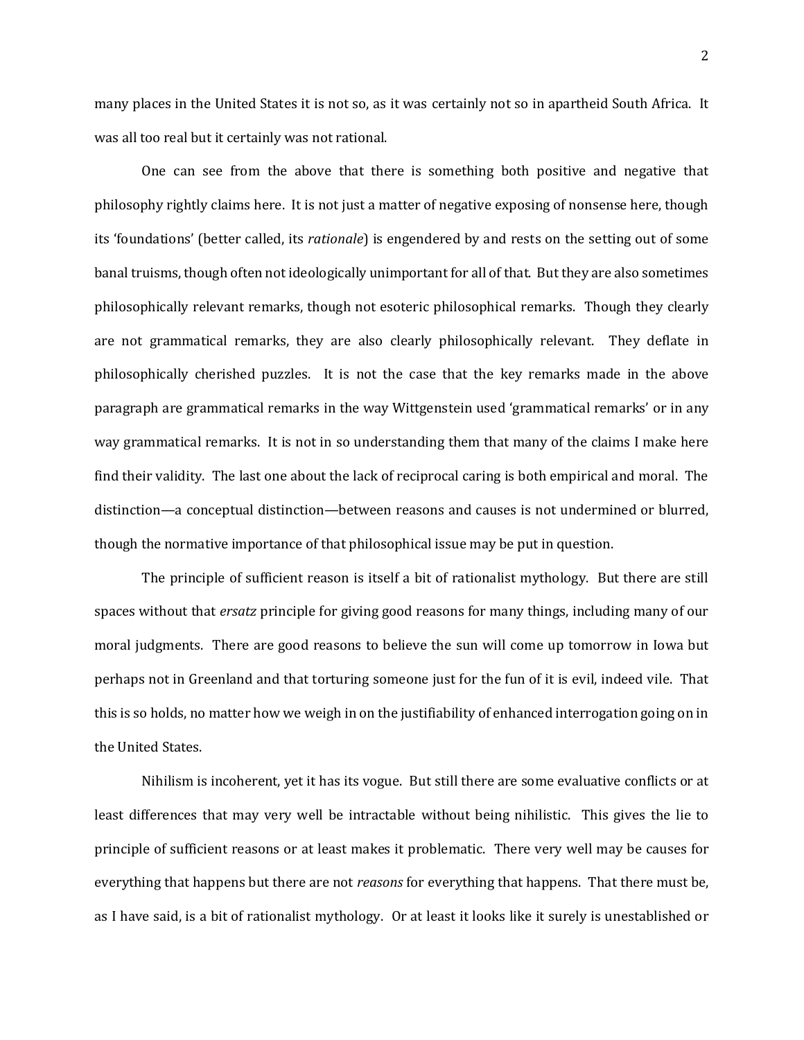many places in the United States it is not so, as it was certainly not so in apartheid South Africa. It was all too real but it certainly was not rational.

One can see from the above that there is something both positive and negative that philosophy rightly claims here. It is not just a matter of negative exposing of nonsense here, though its 'foundations' (better called, its *rationale*) is engendered by and rests on the setting out of some banal truisms, though often not ideologically unimportant for all of that. But they are also sometimes philosophically relevant remarks, though not esoteric philosophical remarks. Though they clearly are not grammatical remarks, they are also clearly philosophically relevant. They deflate in philosophically cherished puzzles. It is not the case that the key remarks made in the above paragraph are grammatical remarks in the way Wittgenstein used 'grammatical remarks' or in any way grammatical remarks. It is not in so understanding them that many of the claims I make here find their validity. The last one about the lack of reciprocal caring is both empirical and moral. The distinction—a conceptual distinction—between reasons and causes is not undermined or blurred, though the normative importance of that philosophical issue may be put in question.

The principle of sufficient reason is itself a bit of rationalist mythology. But there are still spaces without that *ersatz* principle for giving good reasons for many things, including many of our moral judgments. There are good reasons to believe the sun will come up tomorrow in Iowa but perhaps not in Greenland and that torturing someone just for the fun of it is evil, indeed vile. That this is so holds, no matter how we weigh in on the justifiability of enhanced interrogation going on in the United States.

Nihilism is incoherent, yet it has its vogue. But still there are some evaluative conflicts or at least differences that may very well be intractable without being nihilistic. This gives the lie to principle of sufficient reasons or at least makes it problematic. There very well may be causes for everything that happens but there are not *reasons* for everything that happens. That there must be, as I have said, is a bit of rationalist mythology. Or at least it looks like it surely is unestablished or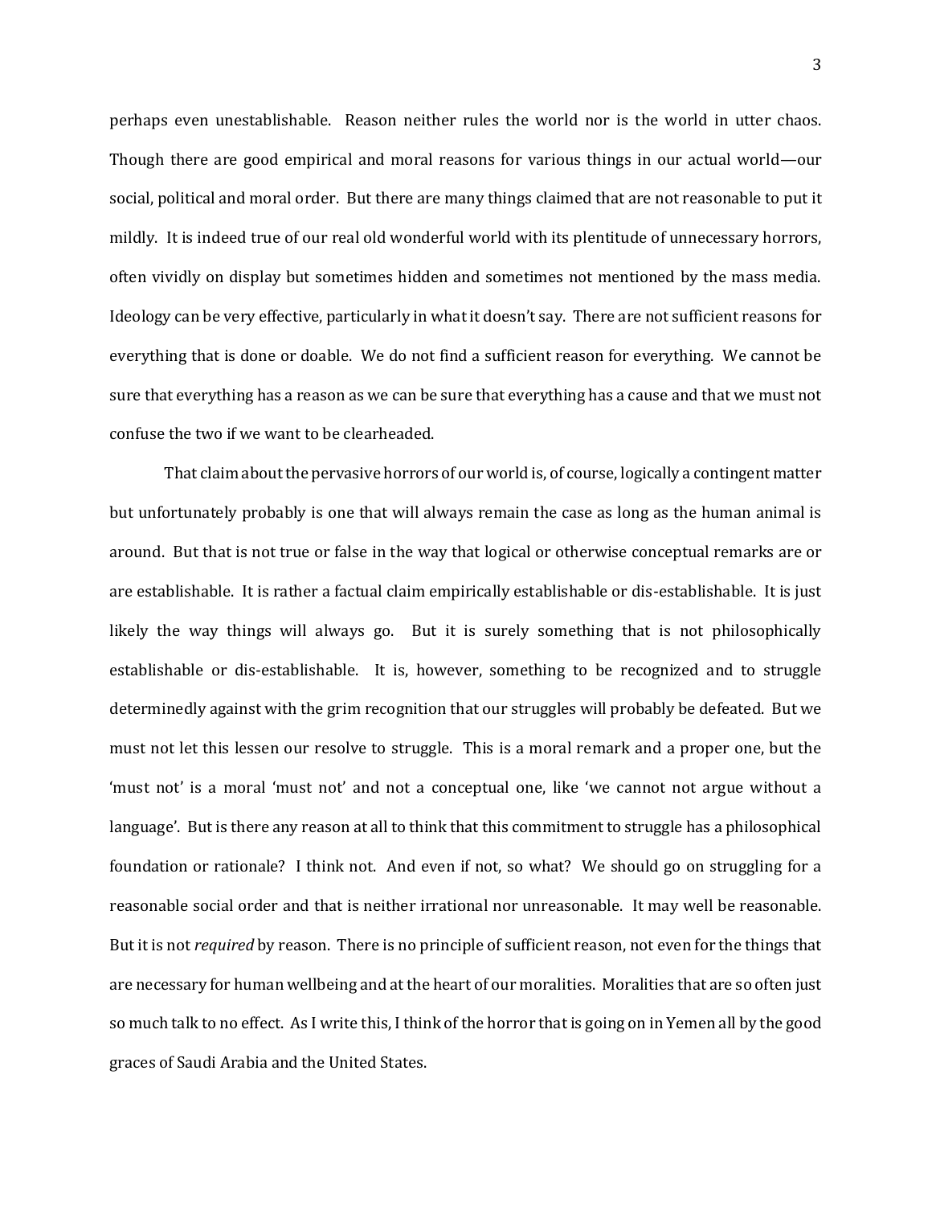perhaps even unestablishable. Reason neither rules the world nor is the world in utter chaos. Though there are good empirical and moral reasons for various things in our actual world—our social, political and moral order. But there are many things claimed that are not reasonable to put it mildly. It is indeed true of our real old wonderful world with its plentitude of unnecessary horrors, often vividly on display but sometimes hidden and sometimes not mentioned by the mass media. Ideology can be very effective, particularly in what it doesn't say. There are not sufficient reasons for everything that is done or doable. We do not find a sufficient reason for everything. We cannot be sure that everything has a reason as we can be sure that everything has a cause and that we must not confuse the two if we want to be clearheaded.

That claim about the pervasive horrors of our world is, of course, logically a contingent matter but unfortunately probably is one that will always remain the case as long as the human animal is around. But that is not true or false in the way that logical or otherwise conceptual remarks are or are establishable. It is rather a factual claim empirically establishable or dis-establishable. It is just likely the way things will always go. But it is surely something that is not philosophically establishable or dis-establishable. It is, however, something to be recognized and to struggle determinedly against with the grim recognition that our struggles will probably be defeated. But we must not let this lessen our resolve to struggle. This is a moral remark and a proper one, but the 'must not' is a moral 'must not' and not a conceptual one, like 'we cannot not argue without a language'. But is there any reason at all to think that this commitment to struggle has a philosophical foundation or rationale? I think not. And even if not, so what? We should go on struggling for a reasonable social order and that is neither irrational nor unreasonable. It may well be reasonable. But it is not *required* by reason. There is no principle of sufficient reason, not even for the things that are necessary for human wellbeing and at the heart of our moralities. Moralities that are so often just so much talk to no effect. As I write this, I think of the horror that is going on in Yemen all by the good graces of Saudi Arabia and the United States.